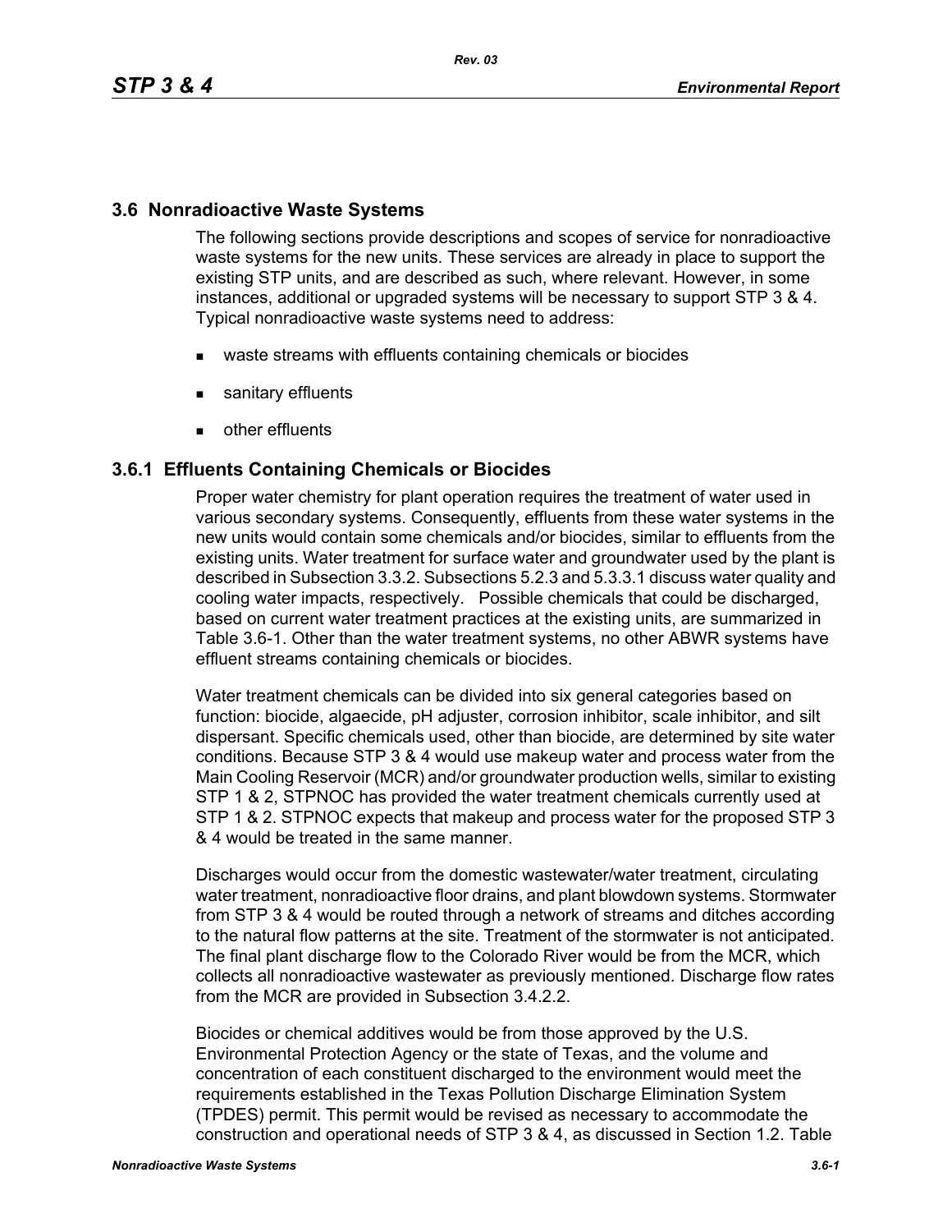## 3.6 Nonradioactive Waste Systems

The following sections provide descriptions and scopes of service for nonradioactive waste systems for the new units. These services are already in place to support the existing STP units, and are described as such, where relevant. However, in some instances, additional or upgraded systems will be necessary to support STP 3 & 4. Typical nonradioactive waste systems need to address:

- waste streams with effluents containing chemicals or biocides
- sanitary effluents
- other effluents

### 3.6.1 Effluents Containing Chemicals or Biocides

Proper water chemistry for plant operation requires the treatment of water used in various secondary systems. Consequently, effluents from these water systems in the new units would contain some chemicals and/or biocides, similar to effluents from the existing units. Water treatment for surface water and groundwater used by the plant is described in Subsection 3.3.2. Subsections 5.2.3 and 5.3.3.1 discuss water quality and cooling water impacts, respectively. Possible chemicals that could be discharged, based on current water treatment practices at the existing units, are summarized in Table 3.6-1. Other than the water treatment systems, no other ABWR systems have effluent streams containing chemicals or biocides.

Water treatment chemicals can be divided into six general categories based on function: biocide, algaecide, pH adjuster, corrosion inhibitor, scale inhibitor, and silt dispersant. Specific chemicals used, other than biocide, are determined by site water conditions. Because STP 3 & 4 would use makeup water and process water from the Main Cooling Reservoir (MCR) and/or groundwater production wells, similar to existing STP 1 & 2, STPNOC has provided the water treatment chemicals currently used at STP 1 & 2. STPNOC expects that makeup and process water for the proposed STP 3 & 4 would be treated in the same manner.

Discharges would occur from the domestic wastewater/water treatment, circulating water treatment, nonradioactive floor drains, and plant blowdown systems. Stormwater from STP 3 & 4 would be routed through a network of streams and ditches according to the natural flow patterns at the site. Treatment of the stormwater is not anticipated. The final plant discharge flow to the Colorado River would be from the MCR, which collects all nonradioactive wastewater as previously mentioned. Discharge flow rates from the MCR are provided in Subsection 3.4.2.2.

Biocides or chemical additives would be from those approved by the U.S. Environmental Protection Agency or the state of Texas, and the volume and concentration of each constituent discharged to the environment would meet the requirements established in the Texas Pollution Discharge Elimination System (TPDES) permit. This permit would be revised as necessary to accommodate the construction and operational needs of STP 3 & 4, as discussed in Section 1.2. Table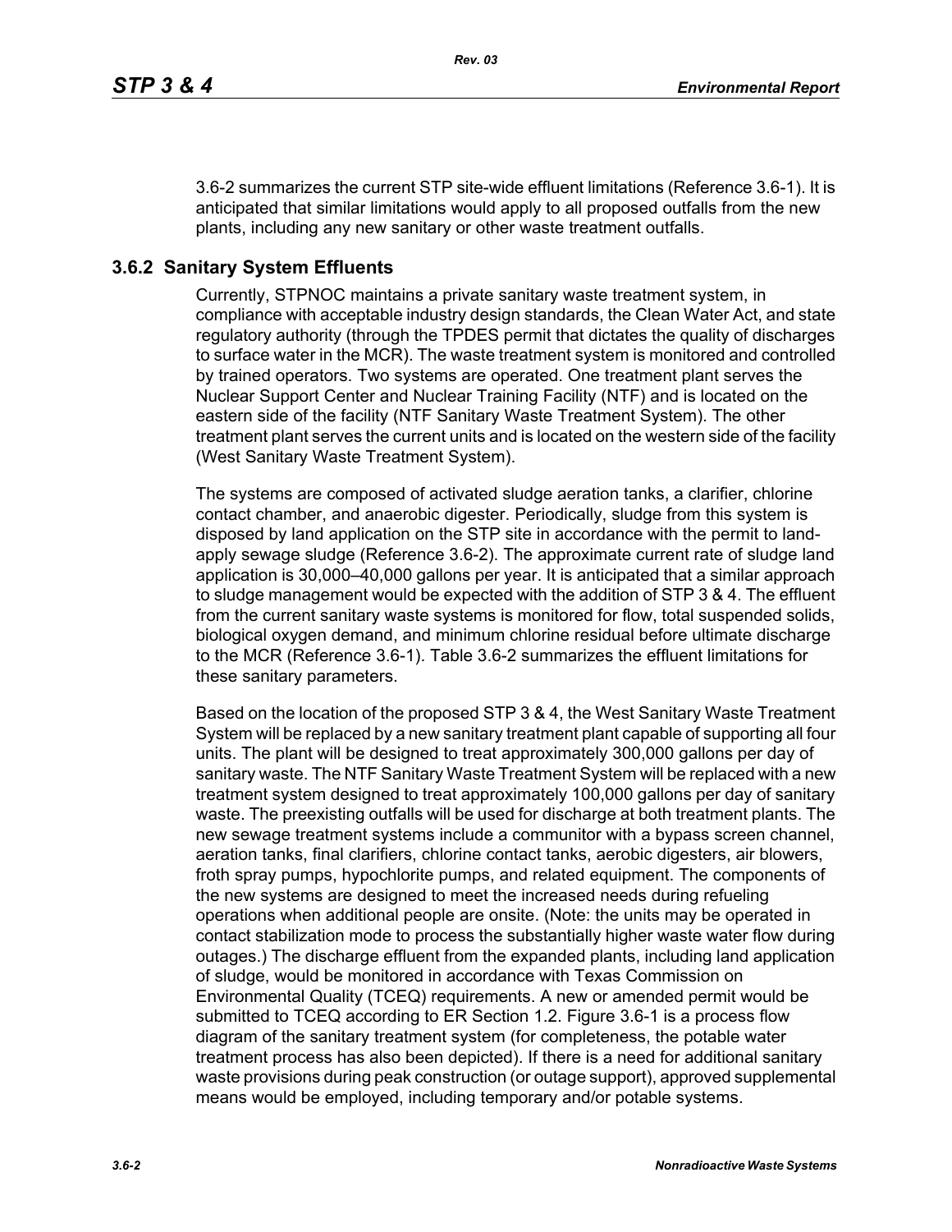3.6-2 summarizes the current STP site-wide effluent limitations (Reference 3.6-1). It is anticipated that similar limitations would apply to all proposed outfalls from the new plants, including any new sanitary or other waste treatment outfalls.

## 3.6.2 Sanitary System Effluents

Currently, STPNOC maintains a private sanitary waste treatment system, in compliance with acceptable industry design standards, the Clean Water Act, and state regulatory authority (through the TPDES permit that dictates the quality of discharges to surface water in the MCR). The waste treatment system is monitored and controlled by trained operators. Two systems are operated. One treatment plant serves the Nuclear Support Center and Nuclear Training Facility (NTF) and is located on the eastern side of the facility (NTF Sanitary Waste Treatment System). The other treatment plant serves the current units and is located on the western side of the facility (West Sanitary Waste Treatment System).

The systems are composed of activated sludge aeration tanks, a clarifier, chlorine contact chamber, and anaerobic digester. Periodically, sludge from this system is disposed by land application on the STP site in accordance with the permit to land-apply sewage sludge (Reference 3.6-2). The approximate current rate of sludge land application is 30,000–40,000 gallons per year. It is anticipated that a similar approach to sludge management would be expected with the addition of STP 3 & 4. The effluent from the current sanitary waste systems is monitored for flow, total suspended solids, biological oxygen demand, and minimum chlorine residual before ultimate discharge to the MCR (Reference 3.6-1). Table 3.6-2 summarizes the effluent limitations for these sanitary parameters.

Based on the location of the proposed STP 3 & 4, the West Sanitary Waste Treatment System will be replaced by a new sanitary treatment plant capable of supporting all four units. The plant will be designed to treat approximately 300,000 gallons per day of sanitary waste. The NTF Sanitary Waste Treatment System will be replaced with a new treatment system designed to treat approximately 100,000 gallons per day of sanitary waste. The preexisting outfalls will be used for discharge at both treatment plants. The new sewage treatment systems include a communitor with a bypass screen channel, aeration tanks, final clarifiers, chlorine contact tanks, aerobic digesters, air blowers, froth spray pumps, hypochlorite pumps, and related equipment. The components of the new systems are designed to meet the increased needs during refueling operations when additional people are onsite. (Note: the units may be operated in contact stabilization mode to process the substantially higher waste water flow during outages.) The discharge effluent from the expanded plants, including land application of sludge, would be monitored in accordance with Texas Commission on Environmental Quality (TCEQ) requirements. A new or amended permit would be submitted to TCEQ according to ER Section 1.2. Figure 3.6-1 is a process flow diagram of the sanitary treatment system (for completeness, the potable water treatment process has also been depicted). If there is a need for additional sanitary waste provisions during peak construction (or outage support), approved supplemental means would be employed, including temporary and/or potable systems.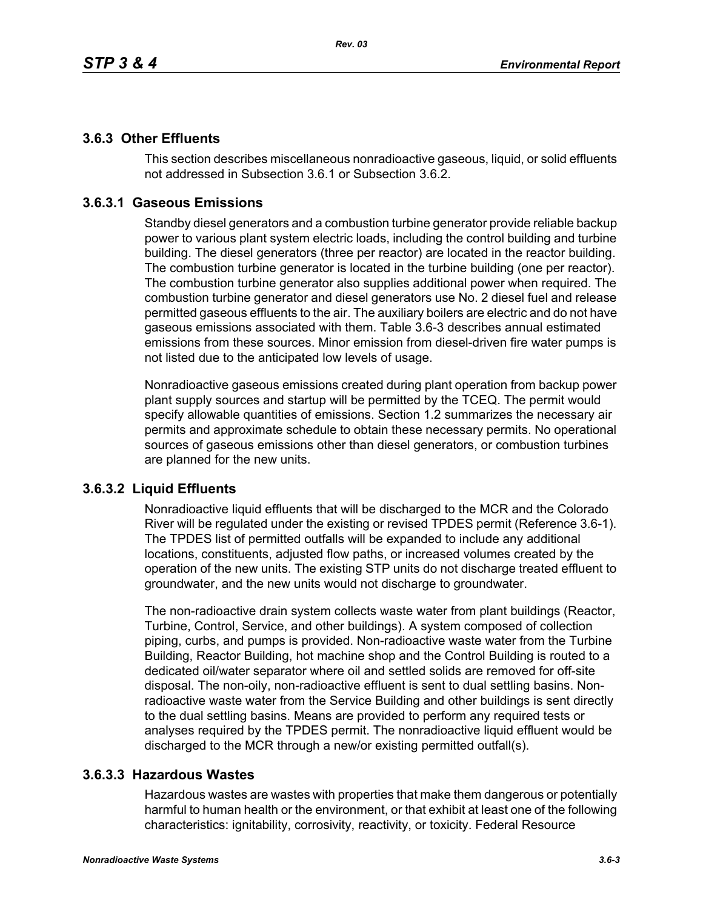## 3.6.3 Other Effluents

This section describes miscellaneous nonradioactive gaseous, liquid, or solid effluents not addressed in Subsection 3.6.1 or Subsection 3.6.2.

### 3.6.3.1 Gaseous Emissions

Standby diesel generators and a combustion turbine generator provide reliable backup power to various plant system electric loads, including the control building and turbine building. The diesel generators (three per reactor) are located in the reactor building. The combustion turbine generator is located in the turbine building (one per reactor). The combustion turbine generator also supplies additional power when required. The combustion turbine generator and diesel generators use No. 2 diesel fuel and release permitted gaseous effluents to the air. The auxiliary boilers are electric and do not have gaseous emissions associated with them. Table 3.6-3 describes annual estimated emissions from these sources. Minor emission from diesel-driven fire water pumps is not listed due to the anticipated low levels of usage.

Nonradioactive gaseous emissions created during plant operation from backup power plant supply sources and startup will be permitted by the TCEQ. The permit would specify allowable quantities of emissions. Section 1.2 summarizes the necessary air permits and approximate schedule to obtain these necessary permits. No operational sources of gaseous emissions other than diesel generators, or combustion turbines are planned for the new units.

### 3.6.3.2 Liquid Effluents

Nonradioactive liquid effluents that will be discharged to the MCR and the Colorado River will be regulated under the existing or revised TPDES permit (Reference 3.6-1). The TPDES list of permitted outfalls will be expanded to include any additional locations, constituents, adjusted flow paths, or increased volumes created by the operation of the new units. The existing STP units do not discharge treated effluent to groundwater, and the new units would not discharge to groundwater.

The non-radioactive drain system collects waste water from plant buildings (Reactor, Turbine, Control, Service, and other buildings). A system composed of collection piping, curbs, and pumps is provided. Non-radioactive waste water from the Turbine Building, Reactor Building, hot machine shop and the Control Building is routed to a dedicated oil/water separator where oil and settled solids are removed for off-site disposal. The non-oily, non-radioactive effluent is sent to dual settling basins. Non-radioactive waste water from the Service Building and other buildings is sent directly to the dual settling basins. Means are provided to perform any required tests or analyses required by the TPDES permit. The nonradioactive liquid effluent would be discharged to the MCR through a new/or existing permitted outfall(s).

### 3.6.3.3 Hazardous Wastes

Hazardous wastes are wastes with properties that make them dangerous or potentially harmful to human health or the environment, or that exhibit at least one of the following characteristics: ignitability, corrosivity, reactivity, or toxicity. Federal Resource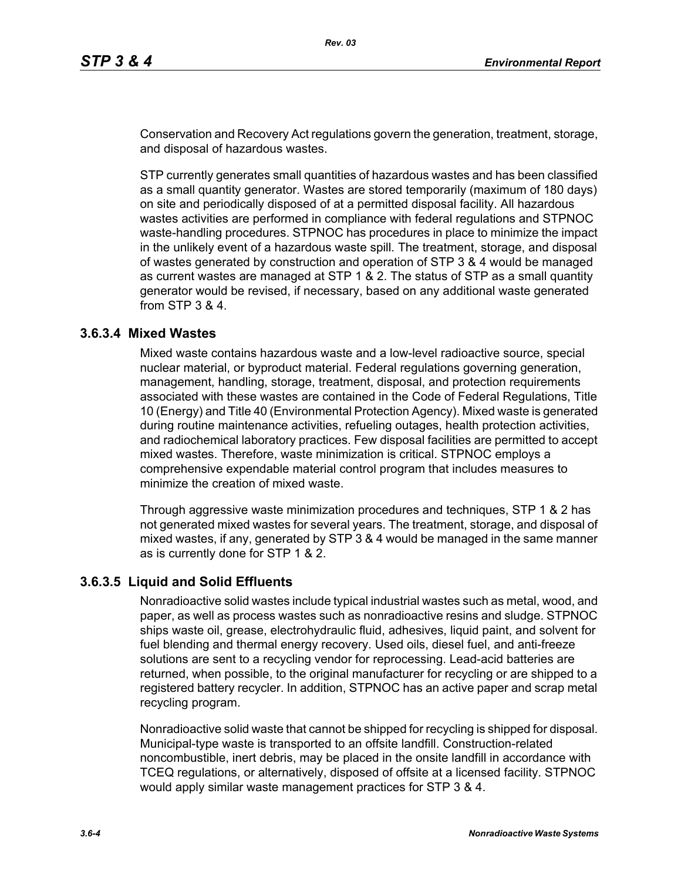Conservation and Recovery Act regulations govern the generation, treatment, storage, and disposal of hazardous wastes.

STP currently generates small quantities of hazardous wastes and has been classified as a small quantity generator. Wastes are stored temporarily (maximum of 180 days) on site and periodically disposed of at a permitted disposal facility. All hazardous wastes activities are performed in compliance with federal regulations and STPNOC waste-handling procedures. STPNOC has procedures in place to minimize the impact in the unlikely event of a hazardous waste spill. The treatment, storage, and disposal of wastes generated by construction and operation of STP 3 & 4 would be managed as current wastes are managed at STP 1 & 2. The status of STP as a small quantity generator would be revised, if necessary, based on any additional waste generated from STP 3 & 4.

### 3.6.3.4 Mixed Wastes

Mixed waste contains hazardous waste and a low-level radioactive source, special nuclear material, or byproduct material. Federal regulations governing generation, management, handling, storage, treatment, disposal, and protection requirements associated with these wastes are contained in the Code of Federal Regulations, Title 10 (Energy) and Title 40 (Environmental Protection Agency). Mixed waste is generated during routine maintenance activities, refueling outages, health protection activities, and radiochemical laboratory practices. Few disposal facilities are permitted to accept mixed wastes. Therefore, waste minimization is critical. STPNOC employs a comprehensive expendable material control program that includes measures to minimize the creation of mixed waste.

Through aggressive waste minimization procedures and techniques, STP 1 & 2 has not generated mixed wastes for several years. The treatment, storage, and disposal of mixed wastes, if any, generated by STP 3 & 4 would be managed in the same manner as is currently done for STP 1 & 2.

### 3.6.3.5 Liquid and Solid Effluents

Nonradioactive solid wastes include typical industrial wastes such as metal, wood, and paper, as well as process wastes such as nonradioactive resins and sludge. STPNOC ships waste oil, grease, electrohydraulic fluid, adhesives, liquid paint, and solvent for fuel blending and thermal energy recovery. Used oils, diesel fuel, and anti-freeze solutions are sent to a recycling vendor for reprocessing. Lead-acid batteries are returned, when possible, to the original manufacturer for recycling or are shipped to a registered battery recycler. In addition, STPNOC has an active paper and scrap metal recycling program.

Nonradioactive solid waste that cannot be shipped for recycling is shipped for disposal. Municipal-type waste is transported to an offsite landfill. Construction-related noncombustible, inert debris, may be placed in the onsite landfill in accordance with TCEQ regulations, or alternatively, disposed of offsite at a licensed facility. STPNOC would apply similar waste management practices for STP 3 & 4.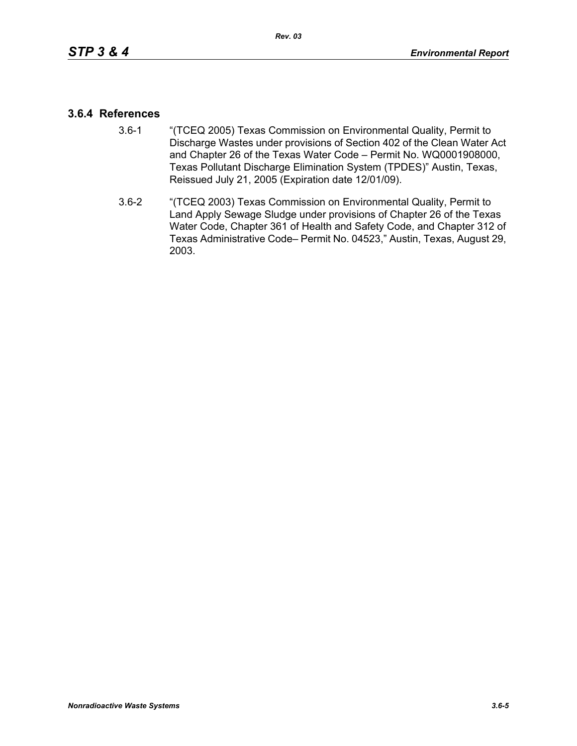### 3.6.4 References

3.6-1 "(TCEQ 2005) Texas Commission on Environmental Quality, Permit to Discharge Wastes under provisions of Section 402 of the Clean Water Act and Chapter 26 of the Texas Water Code – Permit No. WQ0001908000, Texas Pollutant Discharge Elimination System (TPDES)" Austin, Texas, Reissued July 21, 2005 (Expiration date 12/01/09).

3.6-2 "(TCEQ 2003) Texas Commission on Environmental Quality, Permit to Land Apply Sewage Sludge under provisions of Chapter 26 of the Texas Water Code, Chapter 361 of Health and Safety Code, and Chapter 312 of Texas Administrative Code– Permit No. 04523," Austin, Texas, August 29, 2003.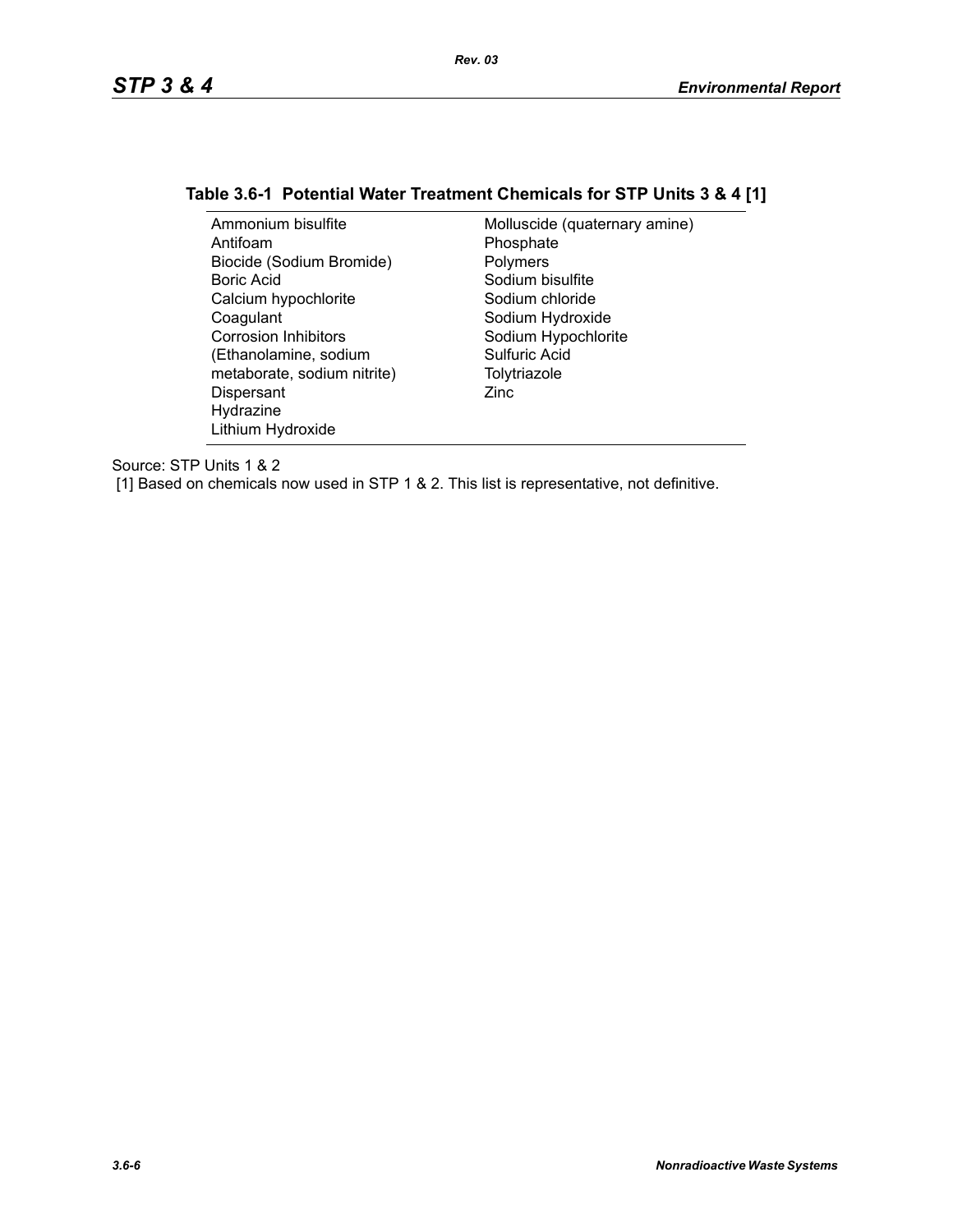### Table 3.6-1 Potential Water Treatment Chemicals for STP Units 3 & 4 [1]

| | |
|---|---|
| Ammonium bisulfite | Molluscide (quaternary amine) |
| Antifoam | Phosphate |
| Biocide (Sodium Bromide) | Polymers |
| Boric Acid | Sodium bisulfite |
| Calcium hypochlorite | Sodium chloride |
| Coagulant | Sodium Hydroxide |
| Corrosion Inhibitors (Ethanolamine, sodium metaborate, sodium nitrite) | Sodium Hypochlorite |
| Dispersant | Sulfuric Acid |
| Hydrazine | Tolytriazole |
| Lithium Hydroxide | Zinc |

Source: STP Units 1 & 2

[1] Based on chemicals now used in STP 1 & 2. This list is representative, not definitive.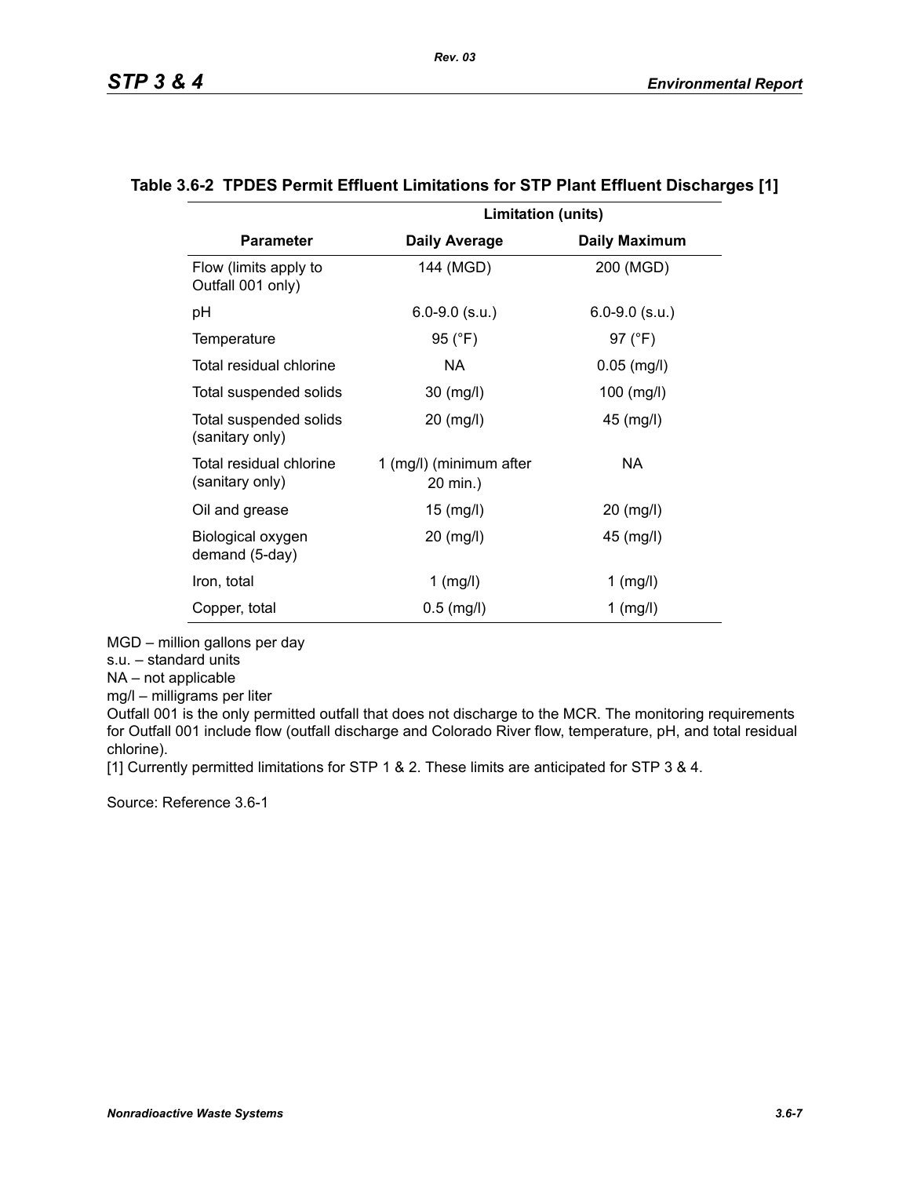**Table 3.6-2 TPDES Permit Effluent Limitations for STP Plant Effluent Discharges [1]**

| | Limitation (units) | |
|---|---|---|
| **Parameter** | **Daily Average** | **Daily Maximum** |
| Flow (limits apply to Outfall 001 only) | 144 (MGD) | 200 (MGD) |
| pH | 6.0-9.0 (s.u.) | 6.0-9.0 (s.u.) |
| Temperature | 95 (°F) | 97 (°F) |
| Total residual chlorine | NA | 0.05 (mg/l) |
| Total suspended solids | 30 (mg/l) | 100 (mg/l) |
| Total suspended solids (sanitary only) | 20 (mg/l) | 45 (mg/l) |
| Total residual chlorine (sanitary only) | 1 (mg/l) (minimum after 20 min.) | NA |
| Oil and grease | 15 (mg/l) | 20 (mg/l) |
| Biological oxygen demand (5-day) | 20 (mg/l) | 45 (mg/l) |
| Iron, total | 1 (mg/l) | 1 (mg/l) |
| Copper, total | 0.5 (mg/l) | 1 (mg/l) |

MGD – million gallons per day
s.u. – standard units
NA – not applicable
mg/l – milligrams per liter
Outfall 001 is the only permitted outfall that does not discharge to the MCR. The monitoring requirements for Outfall 001 include flow (outfall discharge and Colorado River flow, temperature, pH, and total residual chlorine).
[1] Currently permitted limitations for STP 1 & 2. These limits are anticipated for STP 3 & 4.

Source: Reference 3.6-1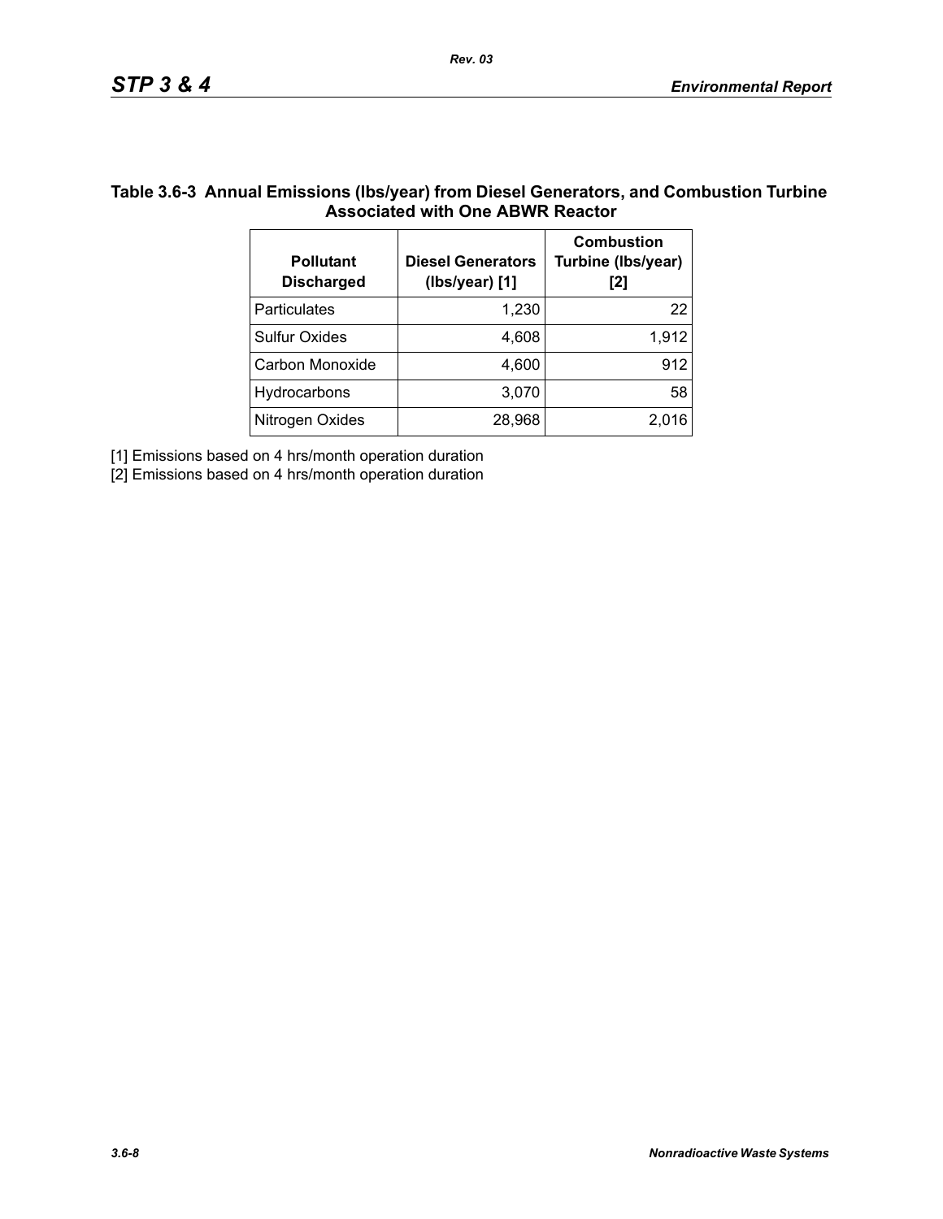**Table 3.6-3 Annual Emissions (lbs/year) from Diesel Generators, and Combustion Turbine Associated with One ABWR Reactor**

| Pollutant Discharged | Diesel Generators (lbs/year) [1] | Combustion Turbine (lbs/year) [2] |
|---|---|---|
| Particulates | 1,230 | 22 |
| Sulfur Oxides | 4,608 | 1,912 |
| Carbon Monoxide | 4,600 | 912 |
| Hydrocarbons | 3,070 | 58 |
| Nitrogen Oxides | 28,968 | 2,016 |

[1] Emissions based on 4 hrs/month operation duration

[2] Emissions based on 4 hrs/month operation duration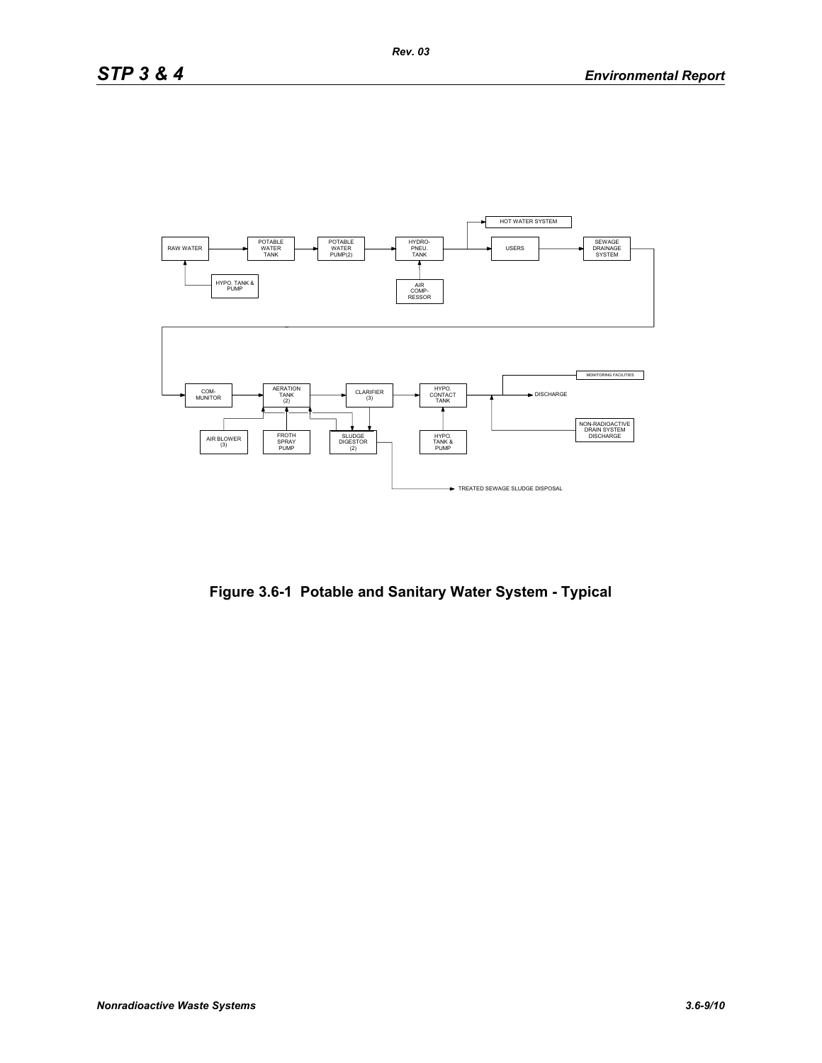RAW WATER

HYPO. TANK & PUMP

POTABLE WATER TANK

POTABLE WATER PUMP(2)

HYDRO-PNEU. TANK

AIR COMP-RESSOR

HOT WATER SYSTEM

USERS

SEWAGE DRAINAGE SYSTEM

COM-MUNITOR

AERATION TANK (2)

AIR BLOWER (3)

FROTH SPRAY PUMP

SLUDGE DIGESTOR (2)

CLARIFIER (3)

HYPO. CONTACT TANK

HYPO. TANK & PUMP

MONITORING FACILITIES

DISCHARGE

NON-RADIOACTIVE DRAIN SYSTEM DISCHARGE

TREATED SEWAGE SLUDGE DISPOSAL

**Figure 3.6-1 Potable and Sanitary Water System - Typical**